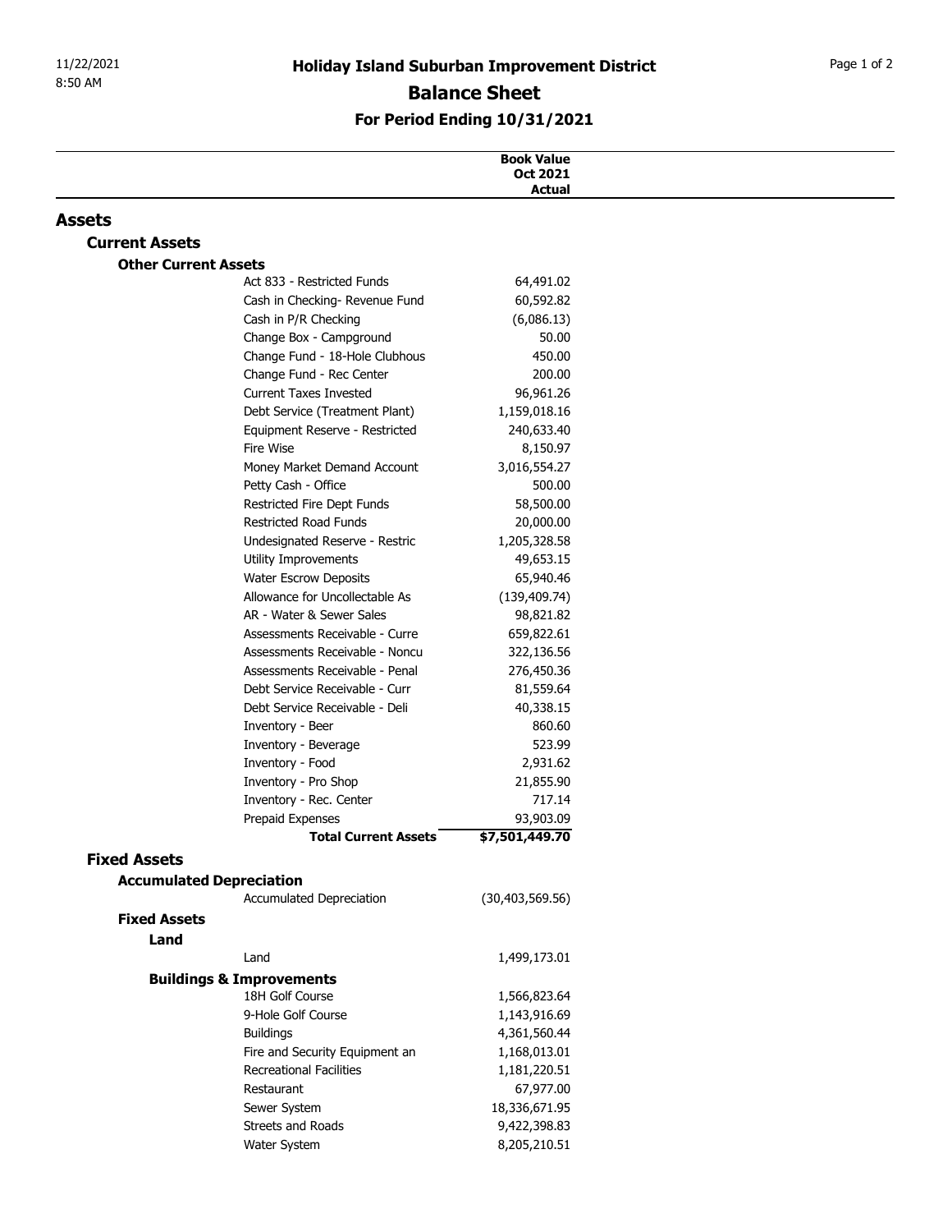# Holiday Island Suburban Improvement District

## Balance Sheet

### For Period Ending 10/31/2021

| | Book Value Oct 2021 Actual |
|---|---|
| **Assets** | |
| **Current Assets** | |
| **Other Current Assets** | |
| Act 833 - Restricted Funds | 64,491.02 |
| Cash in Checking- Revenue Fund | 60,592.82 |
| Cash in P/R Checking | (6,086.13) |
| Change Box - Campground | 50.00 |
| Change Fund - 18-Hole Clubhous | 450.00 |
| Change Fund - Rec Center | 200.00 |
| Current Taxes Invested | 96,961.26 |
| Debt Service (Treatment Plant) | 1,159,018.16 |
| Equipment Reserve - Restricted | 240,633.40 |
| Fire Wise | 8,150.97 |
| Money Market Demand Account | 3,016,554.27 |
| Petty Cash - Office | 500.00 |
| Restricted Fire Dept Funds | 58,500.00 |
| Restricted Road Funds | 20,000.00 |
| Undesignated Reserve - Restric | 1,205,328.58 |
| Utility Improvements | 49,653.15 |
| Water Escrow Deposits | 65,940.46 |
| Allowance for Uncollectable As | (139,409.74) |
| AR - Water & Sewer Sales | 98,821.82 |
| Assessments Receivable - Curre | 659,822.61 |
| Assessments Receivable - Noncu | 322,136.56 |
| Assessments Receivable - Penal | 276,450.36 |
| Debt Service Receivable - Curr | 81,559.64 |
| Debt Service Receivable - Deli | 40,338.15 |
| Inventory - Beer | 860.60 |
| Inventory - Beverage | 523.99 |
| Inventory - Food | 2,931.62 |
| Inventory - Pro Shop | 21,855.90 |
| Inventory - Rec. Center | 717.14 |
| Prepaid Expenses | 93,903.09 |
| **Total Current Assets** | **$7,501,449.70** |
| **Fixed Assets** | |
| **Accumulated Depreciation** | |
| Accumulated Depreciation | (30,403,569.56) |
| **Fixed Assets** | |
| **Land** | |
| Land | 1,499,173.01 |
| **Buildings & Improvements** | |
| 18H Golf Course | 1,566,823.64 |
| 9-Hole Golf Course | 1,143,916.69 |
| Buildings | 4,361,560.44 |
| Fire and Security Equipment an | 1,168,013.01 |
| Recreational Facilities | 1,181,220.51 |
| Restaurant | 67,977.00 |
| Sewer System | 18,336,671.95 |
| Streets and Roads | 9,422,398.83 |
| Water System | 8,205,210.51 |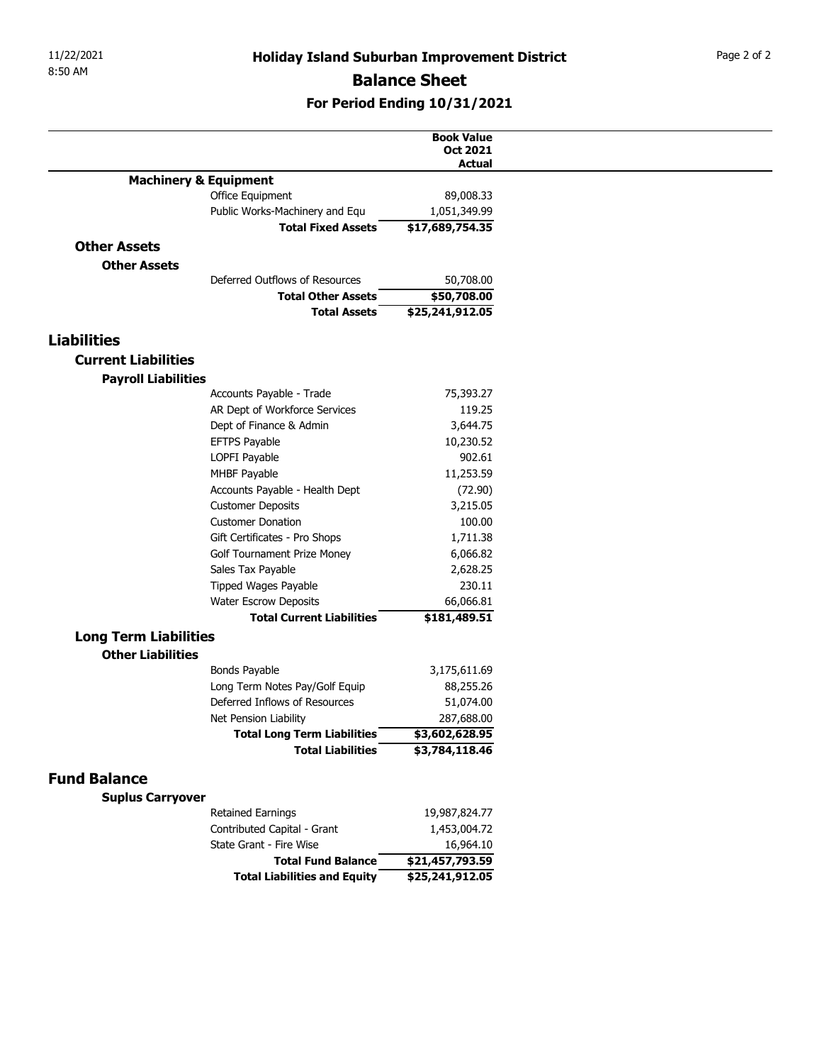# Holiday Island Suburban Improvement District

## Balance Sheet

### For Period Ending 10/31/2021

| | | Book Value Oct 2021 Actual |
|---|---|---|
| **Machinery & Equipment** | | |
| | Office Equipment | 89,008.33 |
| | Public Works-Machinery and Equ | 1,051,349.99 |
| | **Total Fixed Assets** | **$17,689,754.35** |
| **Other Assets** | | |
| **Other Assets** | | |
| | Deferred Outflows of Resources | 50,708.00 |
| | **Total Other Assets** | **$50,708.00** |
| | **Total Assets** | **$25,241,912.05** |
| **Liabilities** | | |
| **Current Liabilities** | | |
| **Payroll Liabilities** | | |
| | Accounts Payable - Trade | 75,393.27 |
| | AR Dept of Workforce Services | 119.25 |
| | Dept of Finance & Admin | 3,644.75 |
| | EFTPS Payable | 10,230.52 |
| | LOPFI Payable | 902.61 |
| | MHBF Payable | 11,253.59 |
| | Accounts Payable - Health Dept | (72.90) |
| | Customer Deposits | 3,215.05 |
| | Customer Donation | 100.00 |
| | Gift Certificates - Pro Shops | 1,711.38 |
| | Golf Tournament Prize Money | 6,066.82 |
| | Sales Tax Payable | 2,628.25 |
| | Tipped Wages Payable | 230.11 |
| | Water Escrow Deposits | 66,066.81 |
| | **Total Current Liabilities** | **$181,489.51** |
| **Long Term Liabilities** | | |
| **Other Liabilities** | | |
| | Bonds Payable | 3,175,611.69 |
| | Long Term Notes Pay/Golf Equip | 88,255.26 |
| | Deferred Inflows of Resources | 51,074.00 |
| | Net Pension Liability | 287,688.00 |
| | **Total Long Term Liabilities** | **$3,602,628.95** |
| | **Total Liabilities** | **$3,784,118.46** |
| **Fund Balance** | | |
| **Suplus Carryover** | | |
| | Retained Earnings | 19,987,824.77 |
| | Contributed Capital - Grant | 1,453,004.72 |
| | State Grant - Fire Wise | 16,964.10 |
| | **Total Fund Balance** | **$21,457,793.59** |
| | **Total Liabilities and Equity** | **$25,241,912.05** |